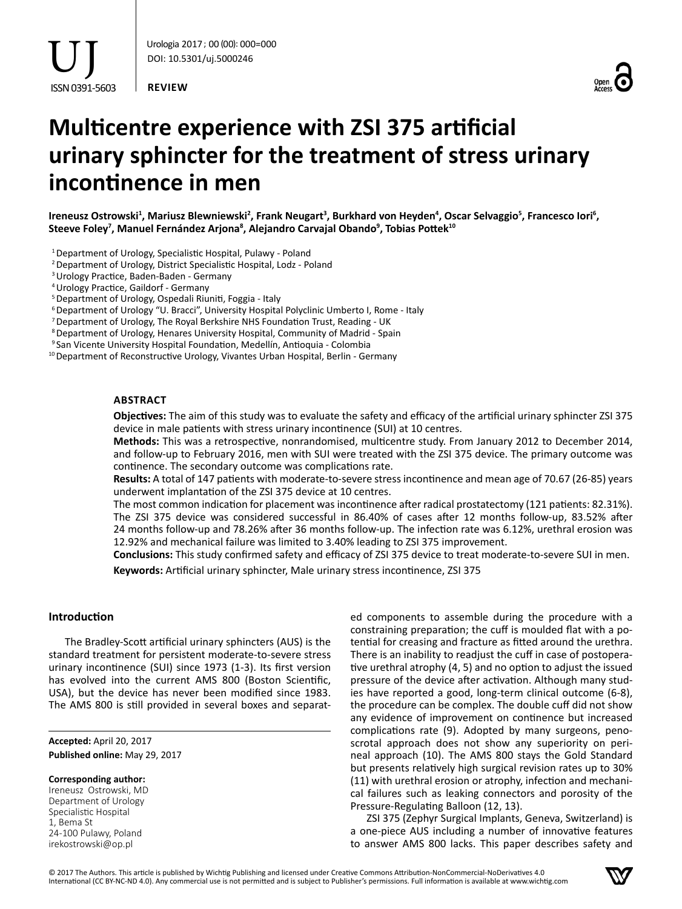REVIEW

# Multicentre experience with ZSI 375 artificial urinary sphincter for the treatment of stress urinary incontinence in men

**Ireneusz Ostrowski[1], Mariusz Blewniewski[2], Frank Neugart[3], Burkhard von Heyden[4], Oscar Selvaggio[5], Francesco Iori[6], Steeve Foley[7], Manuel Fernández Arjona[8], Alejandro Carvajal Obando[9], Tobias Pottek[10]**

[1] Department of Urology, Specialistic Hospital, Pulawy - Poland
[2] Department of Urology, District Specialistic Hospital, Lodz - Poland
[3] Urology Practice, Baden-Baden - Germany
[4] Urology Practice, Gaildorf - Germany
[5] Department of Urology, Ospedali Riuniti, Foggia - Italy
[6] Department of Urology "U. Bracci", University Hospital Polyclinic Umberto I, Rome - Italy
[7] Department of Urology, The Royal Berkshire NHS Foundation Trust, Reading - UK
[8] Department of Urology, Henares University Hospital, Community of Madrid - Spain
[9] San Vicente University Hospital Foundation, Medellín, Antioquia - Colombia
[10] Department of Reconstructive Urology, Vivantes Urban Hospital, Berlin - Germany

## ABSTRACT

**Objectives:** The aim of this study was to evaluate the safety and efficacy of the artificial urinary sphincter ZSI 375 device in male patients with stress urinary incontinence (SUI) at 10 centres.

**Methods:** This was a retrospective, nonrandomised, multicentre study. From January 2012 to December 2014, and follow-up to February 2016, men with SUI were treated with the ZSI 375 device. The primary outcome was continence. The secondary outcome was complications rate.

**Results:** A total of 147 patients with moderate-to-severe stress incontinence and mean age of 70.67 (26-85) years underwent implantation of the ZSI 375 device at 10 centres.

The most common indication for placement was incontinence after radical prostatectomy (121 patients: 82.31%). The ZSI 375 device was considered successful in 86.40% of cases after 12 months follow-up, 83.52% after 24 months follow-up and 78.26% after 36 months follow-up. The infection rate was 6.12%, urethral erosion was 12.92% and mechanical failure was limited to 3.40% leading to ZSI 375 improvement.

**Conclusions:** This study confirmed safety and efficacy of ZSI 375 device to treat moderate-to-severe SUI in men.

**Keywords:** Artificial urinary sphincter, Male urinary stress incontinence, ZSI 375

**Accepted:** April 20, 2017
**Published online:** May 29, 2017

**Corresponding author:**
Ireneusz Ostrowski, MD
Department of Urology
Specialistic Hospital
1, Bema St
24-100 Pulawy, Poland
irekostrowski@op.pl

## Introduction

The Bradley-Scott artificial urinary sphincters (AUS) is the standard treatment for persistent moderate-to-severe stress urinary incontinence (SUI) since 1973 (1-3). Its first version has evolved into the current AMS 800 (Boston Scientific, USA), but the device has never been modified since 1983. The AMS 800 is still provided in several boxes and separated components to assemble during the procedure with a constraining preparation; the cuff is moulded flat with a potential for creasing and fracture as fitted around the urethra. There is an inability to readjust the cuff in case of postoperative urethral atrophy (4, 5) and no option to adjust the issued pressure of the device after activation. Although many studies have reported a good, long-term clinical outcome (6-8), the procedure can be complex. The double cuff did not show any evidence of improvement on continence but increased complications rate (9). Adopted by many surgeons, penoscrotal approach does not show any superiority on perineal approach (10). The AMS 800 stays the Gold Standard but presents relatively high surgical revision rates up to 30% (11) with urethral erosion or atrophy, infection and mechanical failures such as leaking connectors and porosity of the Pressure-Regulating Balloon (12, 13).

ZSI 375 (Zephyr Surgical Implants, Geneva, Switzerland) is a one-piece AUS including a number of innovative features to answer AMS 800 lacks. This paper describes safety and

© 2017 The Authors. This article is published by Wichtig Publishing and licensed under Creative Commons Attribution-NonCommercial-NoDerivatives 4.0 International (CC BY-NC-ND 4.0). Any commercial use is not permitted and is subject to Publisher's permissions. Full information is available at www.wichtig.com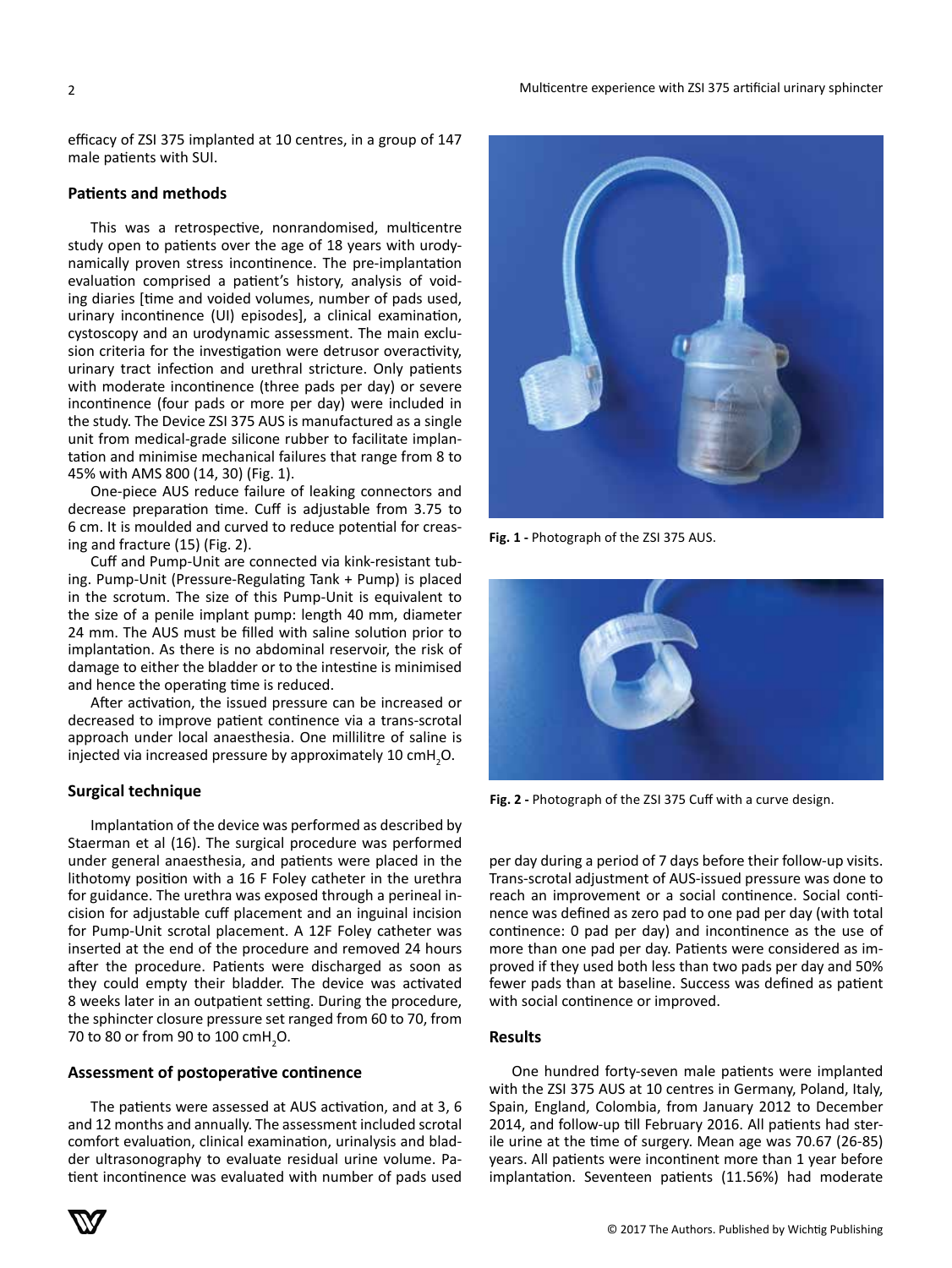efficacy of ZSI 375 implanted at 10 centres, in a group of 147 male patients with SUI.

## Patients and methods

This was a retrospective, nonrandomised, multicentre study open to patients over the age of 18 years with urodynamically proven stress incontinence. The pre-implantation evaluation comprised a patient's history, analysis of voiding diaries [time and voided volumes, number of pads used, urinary incontinence (UI) episodes], a clinical examination, cystoscopy and an urodynamic assessment. The main exclusion criteria for the investigation were detrusor overactivity, urinary tract infection and urethral stricture. Only patients with moderate incontinence (three pads per day) or severe incontinence (four pads or more per day) were included in the study. The Device ZSI 375 AUS is manufactured as a single unit from medical-grade silicone rubber to facilitate implantation and minimise mechanical failures that range from 8 to 45% with AMS 800 (14, 30) (Fig. 1).

One-piece AUS reduce failure of leaking connectors and decrease preparation time. Cuff is adjustable from 3.75 to 6 cm. It is moulded and curved to reduce potential for creasing and fracture (15) (Fig. 2).

Cuff and Pump-Unit are connected via kink-resistant tubing. Pump-Unit (Pressure-Regulating Tank + Pump) is placed in the scrotum. The size of this Pump-Unit is equivalent to the size of a penile implant pump: length 40 mm, diameter 24 mm. The AUS must be filled with saline solution prior to implantation. As there is no abdominal reservoir, the risk of damage to either the bladder or to the intestine is minimised and hence the operating time is reduced.

After activation, the issued pressure can be increased or decreased to improve patient continence via a trans-scrotal approach under local anaesthesia. One millilitre of saline is injected via increased pressure by approximately 10 $cmH_2O$.

Fig. 1 - Photograph of the ZSI 375 AUS.

Fig. 2 - Photograph of the ZSI 375 Cuff with a curve design.

## Surgical technique

Implantation of the device was performed as described by Staerman et al (16). The surgical procedure was performed under general anaesthesia, and patients were placed in the lithotomy position with a 16 F Foley catheter in the urethra for guidance. The urethra was exposed through a perineal incision for adjustable cuff placement and an inguinal incision for Pump-Unit scrotal placement. A 12F Foley catheter was inserted at the end of the procedure and removed 24 hours after the procedure. Patients were discharged as soon as they could empty their bladder. The device was activated 8 weeks later in an outpatient setting. During the procedure, the sphincter closure pressure set ranged from 60 to 70, from 70 to 80 or from 90 to 100 $cmH_2O$.

## Assessment of postoperative continence

The patients were assessed at AUS activation, and at 3, 6 and 12 months and annually. The assessment included scrotal comfort evaluation, clinical examination, urinalysis and bladder ultrasonography to evaluate residual urine volume. Patient incontinence was evaluated with number of pads used per day during a period of 7 days before their follow-up visits. Trans-scrotal adjustment of AUS-issued pressure was done to reach an improvement or a social continence. Social continence was defined as zero pad to one pad per day (with total continence: 0 pad per day) and incontinence as the use of more than one pad per day. Patients were considered as improved if they used both less than two pads per day and 50% fewer pads than at baseline. Success was defined as patient with social continence or improved.

## Results

One hundred forty-seven male patients were implanted with the ZSI 375 AUS at 10 centres in Germany, Poland, Italy, Spain, England, Colombia, from January 2012 to December 2014, and follow-up till February 2016. All patients had sterile urine at the time of surgery. Mean age was 70.67 (26-85) years. All patients were incontinent more than 1 year before implantation. Seventeen patients (11.56%) had moderate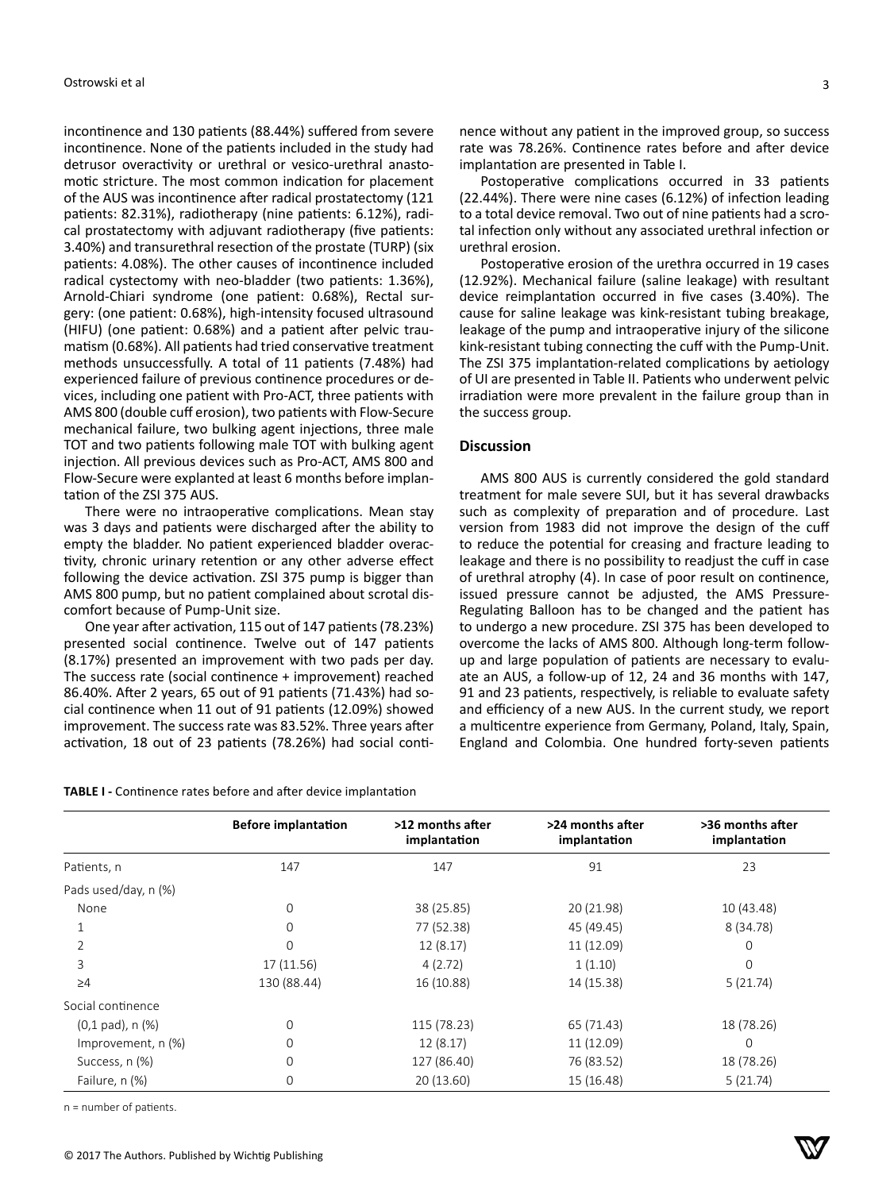incontinence and 130 patients (88.44%) suffered from severe incontinence. None of the patients included in the study had detrusor overactivity or urethral or vesico-urethral anastomotic stricture. The most common indication for placement of the AUS was incontinence after radical prostatectomy (121 patients: 82.31%), radiotherapy (nine patients: 6.12%), radical prostatectomy with adjuvant radiotherapy (five patients: 3.40%) and transurethral resection of the prostate (TURP) (six patients: 4.08%). The other causes of incontinence included radical cystectomy with neo-bladder (two patients: 1.36%), Arnold-Chiari syndrome (one patient: 0.68%), Rectal surgery: (one patient: 0.68%), high-intensity focused ultrasound (HIFU) (one patient: 0.68%) and a patient after pelvic traumatism (0.68%). All patients had tried conservative treatment methods unsuccessfully. A total of 11 patients (7.48%) had experienced failure of previous continence procedures or devices, including one patient with Pro-ACT, three patients with AMS 800 (double cuff erosion), two patients with Flow-Secure mechanical failure, two bulking agent injections, three male TOT and two patients following male TOT with bulking agent injection. All previous devices such as Pro-ACT, AMS 800 and Flow-Secure were explanted at least 6 months before implantation of the ZSI 375 AUS.

There were no intraoperative complications. Mean stay was 3 days and patients were discharged after the ability to empty the bladder. No patient experienced bladder overactivity, chronic urinary retention or any other adverse effect following the device activation. ZSI 375 pump is bigger than AMS 800 pump, but no patient complained about scrotal discomfort because of Pump-Unit size.

One year after activation, 115 out of 147 patients (78.23%) presented social continence. Twelve out of 147 patients (8.17%) presented an improvement with two pads per day. The success rate (social continence + improvement) reached 86.40%. After 2 years, 65 out of 91 patients (71.43%) had social continence when 11 out of 91 patients (12.09%) showed improvement. The success rate was 83.52%. Three years after activation, 18 out of 23 patients (78.26%) had social continence without any patient in the improved group, so success rate was 78.26%. Continence rates before and after device implantation are presented in Table I.

Postoperative complications occurred in 33 patients (22.44%). There were nine cases (6.12%) of infection leading to a total device removal. Two out of nine patients had a scrotal infection only without any associated urethral infection or urethral erosion.

Postoperative erosion of the urethra occurred in 19 cases (12.92%). Mechanical failure (saline leakage) with resultant device reimplantation occurred in five cases (3.40%). The cause for saline leakage was kink-resistant tubing breakage, leakage of the pump and intraoperative injury of the silicone kink-resistant tubing connecting the cuff with the Pump-Unit. The ZSI 375 implantation-related complications by aetiology of UI are presented in Table II. Patients who underwent pelvic irradiation were more prevalent in the failure group than in the success group.

## Discussion

AMS 800 AUS is currently considered the gold standard treatment for male severe SUI, but it has several drawbacks such as complexity of preparation and of procedure. Last version from 1983 did not improve the design of the cuff to reduce the potential for creasing and fracture leading to leakage and there is no possibility to readjust the cuff in case of urethral atrophy (4). In case of poor result on continence, issued pressure cannot be adjusted, the AMS Pressure-Regulating Balloon has to be changed and the patient has to undergo a new procedure. ZSI 375 has been developed to overcome the lacks of AMS 800. Although long-term follow-up and large population of patients are necessary to evaluate an AUS, a follow-up of 12, 24 and 36 months with 147, 91 and 23 patients, respectively, is reliable to evaluate safety and efficiency of a new AUS. In the current study, we report a multicentre experience from Germany, Poland, Italy, Spain, England and Colombia. One hundred forty-seven patients

**TABLE I -** Continence rates before and after device implantation

| | Before implantation | >12 months after implantation | >24 months after implantation | >36 months after implantation |
|---|---|---|---|---|
| Patients, n | 147 | 147 | 91 | 23 |
| Pads used/day, n (%) | | | | |
| None | 0 | 38 (25.85) | 20 (21.98) | 10 (43.48) |
| 1 | 0 | 77 (52.38) | 45 (49.45) | 8 (34.78) |
| 2 | 0 | 12 (8.17) | 11 (12.09) | 0 |
| 3 | 17 (11.56) | 4 (2.72) | 1 (1.10) | 0 |
| ≥4 | 130 (88.44) | 16 (10.88) | 14 (15.38) | 5 (21.74) |
| Social continence | | | | |
| (0,1 pad), n (%) | 0 | 115 (78.23) | 65 (71.43) | 18 (78.26) |
| Improvement, n (%) | 0 | 12 (8.17) | 11 (12.09) | 0 |
| Success, n (%) | 0 | 127 (86.40) | 76 (83.52) | 18 (78.26) |
| Failure, n (%) | 0 | 20 (13.60) | 15 (16.48) | 5 (21.74) |

n = number of patients.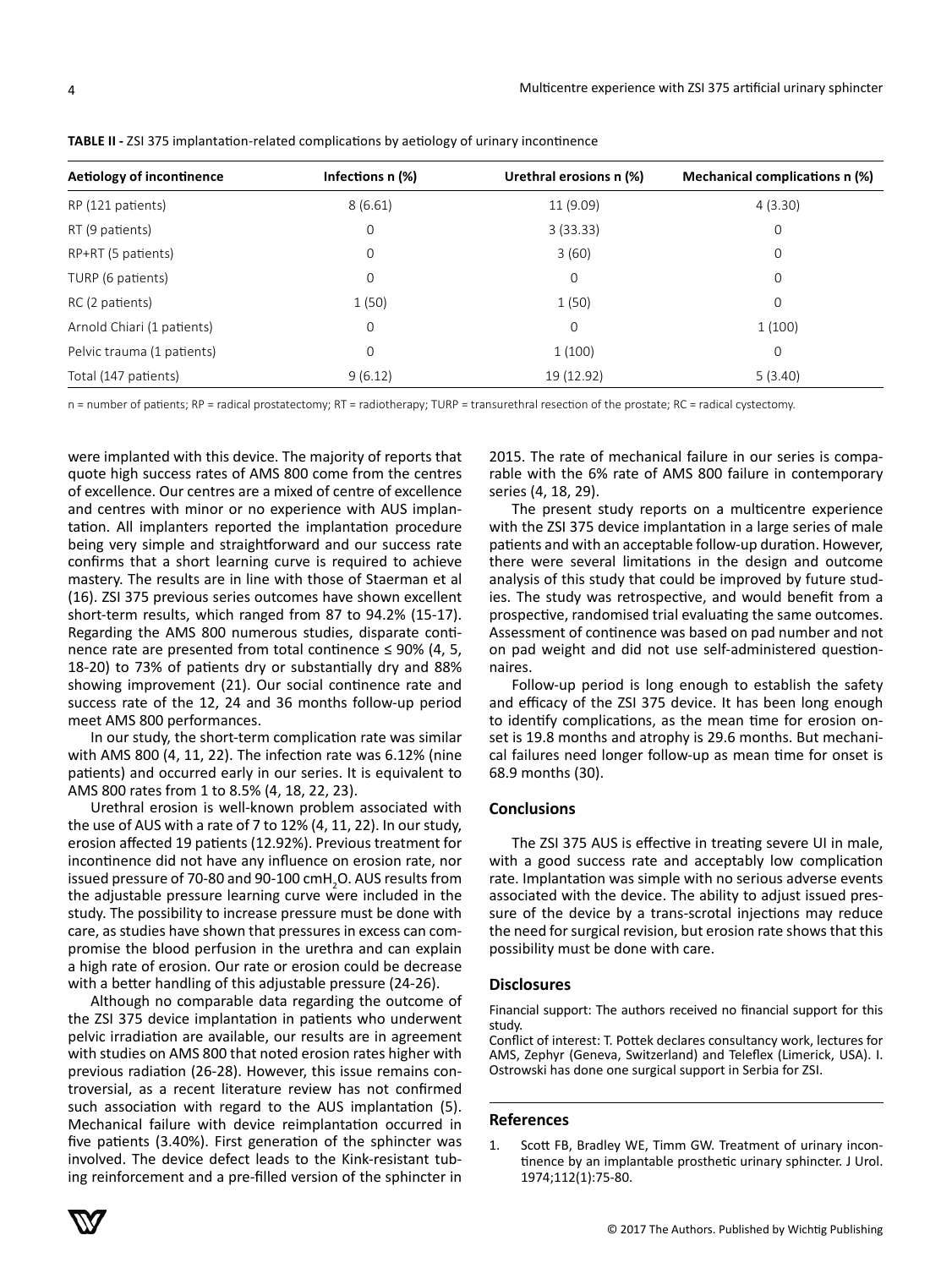**TABLE II -** ZSI 375 implantation-related complications by aetiology of urinary incontinence

| Aetiology of incontinence | Infections n (%) | Urethral erosions n (%) | Mechanical complications n (%) |
|---|---|---|---|
| RP (121 patients) | 8 (6.61) | 11 (9.09) | 4 (3.30) |
| RT (9 patients) | 0 | 3 (33.33) | 0 |
| RP+RT (5 patients) | 0 | 3 (60) | 0 |
| TURP (6 patients) | 0 | 0 | 0 |
| RC (2 patients) | 1 (50) | 1 (50) | 0 |
| Arnold Chiari (1 patients) | 0 | 0 | 1 (100) |
| Pelvic trauma (1 patients) | 0 | 1 (100) | 0 |
| Total (147 patients) | 9 (6.12) | 19 (12.92) | 5 (3.40) |

n = number of patients; RP = radical prostatectomy; RT = radiotherapy; TURP = transurethral resection of the prostate; RC = radical cystectomy.

were implanted with this device. The majority of reports that quote high success rates of AMS 800 come from the centres of excellence. Our centres are a mixed of centre of excellence and centres with minor or no experience with AUS implantation. All implanters reported the implantation procedure being very simple and straightforward and our success rate confirms that a short learning curve is required to achieve mastery. The results are in line with those of Staerman et al (16). ZSI 375 previous series outcomes have shown excellent short-term results, which ranged from 87 to 94.2% (15-17). Regarding the AMS 800 numerous studies, disparate continence rate are presented from total continence ≤ 90% (4, 5, 18-20) to 73% of patients dry or substantially dry and 88% showing improvement (21). Our social continence rate and success rate of the 12, 24 and 36 months follow-up period meet AMS 800 performances.

In our study, the short-term complication rate was similar with AMS 800 (4, 11, 22). The infection rate was 6.12% (nine patients) and occurred early in our series. It is equivalent to AMS 800 rates from 1 to 8.5% (4, 18, 22, 23).

Urethral erosion is well-known problem associated with the use of AUS with a rate of 7 to 12% (4, 11, 22). In our study, erosion affected 19 patients (12.92%). Previous treatment for incontinence did not have any influence on erosion rate, nor issued pressure of 70-80 and 90-100 cm$H_2O$. AUS results from the adjustable pressure learning curve were included in the study. The possibility to increase pressure must be done with care, as studies have shown that pressures in excess can compromise the blood perfusion in the urethra and can explain a high rate of erosion. Our rate or erosion could be decrease with a better handling of this adjustable pressure (24-26).

Although no comparable data regarding the outcome of the ZSI 375 device implantation in patients who underwent pelvic irradiation are available, our results are in agreement with studies on AMS 800 that noted erosion rates higher with previous radiation (26-28). However, this issue remains controversial, as a recent literature review has not confirmed such association with regard to the AUS implantation (5). Mechanical failure with device reimplantation occurred in five patients (3.40%). First generation of the sphincter was involved. The device defect leads to the Kink-resistant tubing reinforcement and a pre-filled version of the sphincter in 2015. The rate of mechanical failure in our series is comparable with the 6% rate of AMS 800 failure in contemporary series (4, 18, 29).

The present study reports on a multicentre experience with the ZSI 375 device implantation in a large series of male patients and with an acceptable follow-up duration. However, there were several limitations in the design and outcome analysis of this study that could be improved by future studies. The study was retrospective, and would benefit from a prospective, randomised trial evaluating the same outcomes. Assessment of continence was based on pad number and not on pad weight and did not use self-administered questionnaires.

Follow-up period is long enough to establish the safety and efficacy of the ZSI 375 device. It has been long enough to identify complications, as the mean time for erosion onset is 19.8 months and atrophy is 29.6 months. But mechanical failures need longer follow-up as mean time for onset is 68.9 months (30).

## Conclusions

The ZSI 375 AUS is effective in treating severe UI in male, with a good success rate and acceptably low complication rate. Implantation was simple with no serious adverse events associated with the device. The ability to adjust issued pressure of the device by a trans-scrotal injections may reduce the need for surgical revision, but erosion rate shows that this possibility must be done with care.

## Disclosures

Financial support: The authors received no financial support for this study.

Conflict of interest: T. Pottek declares consultancy work, lectures for AMS, Zephyr (Geneva, Switzerland) and Teleflex (Limerick, USA). I. Ostrowski has done one surgical support in Serbia for ZSI.

## References

1. Scott FB, Bradley WE, Timm GW. Treatment of urinary incontinence by an implantable prosthetic urinary sphincter. J Urol. 1974;112(1):75-80.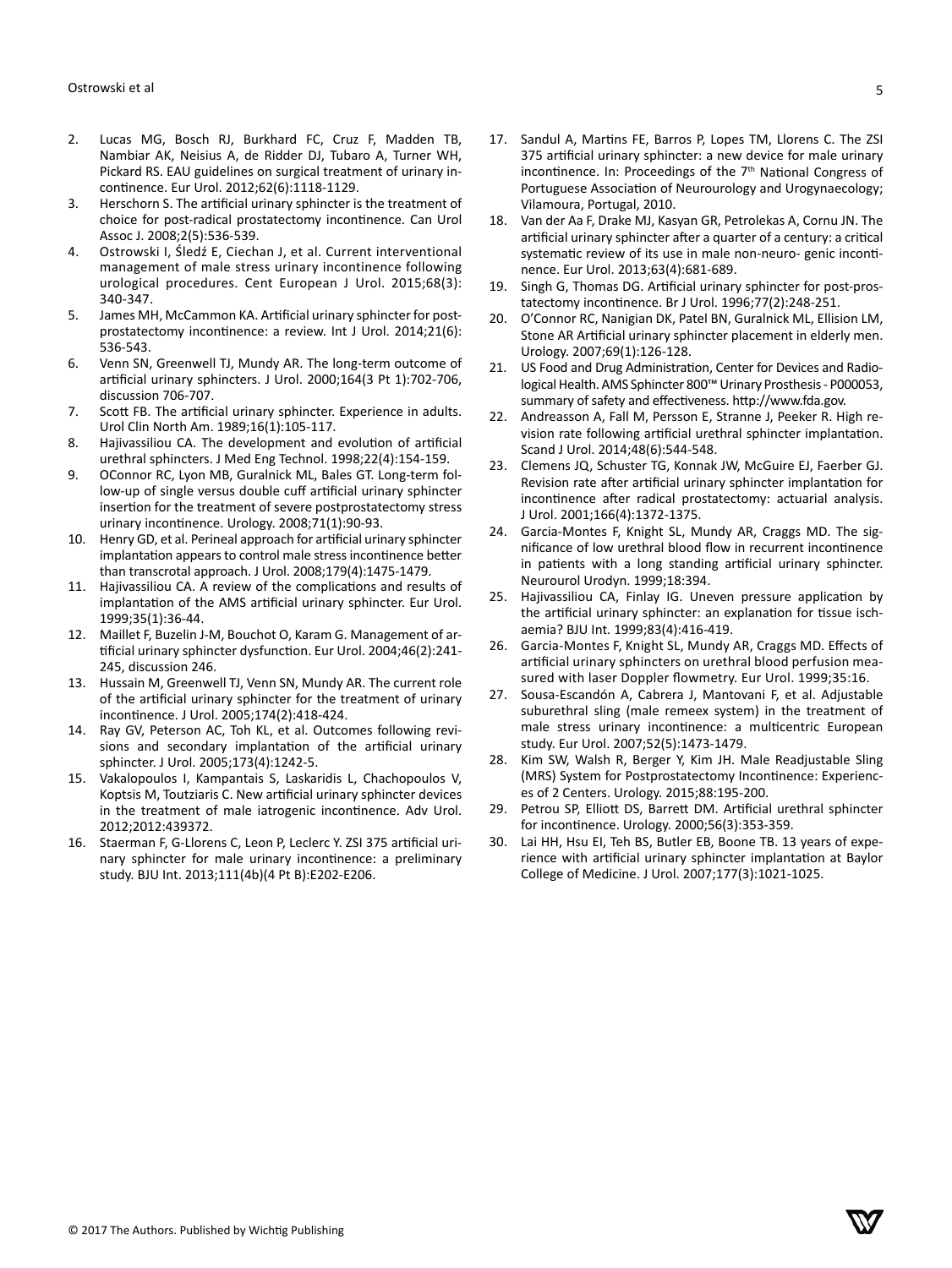2. Lucas MG, Bosch RJ, Burkhard FC, Cruz F, Madden TB, Nambiar AK, Neisius A, de Ridder DJ, Tubaro A, Turner WH, Pickard RS. EAU guidelines on surgical treatment of urinary incontinence. Eur Urol. 2012;62(6):1118-1129.
3. Herschorn S. The artificial urinary sphincter is the treatment of choice for post-radical prostatectomy incontinence. Can Urol Assoc J. 2008;2(5):536-539.
4. Ostrowski I, Śledź E, Ciechan J, et al. Current interventional management of male stress urinary incontinence following urological procedures. Cent European J Urol. 2015;68(3): 340-347.
5. James MH, McCammon KA. Artificial urinary sphincter for post-prostatectomy incontinence: a review. Int J Urol. 2014;21(6): 536-543.
6. Venn SN, Greenwell TJ, Mundy AR. The long-term outcome of artificial urinary sphincters. J Urol. 2000;164(3 Pt 1):702-706, discussion 706-707.
7. Scott FB. The artificial urinary sphincter. Experience in adults. Urol Clin North Am. 1989;16(1):105-117.
8. Hajivassiliou CA. The development and evolution of artificial urethral sphincters. J Med Eng Technol. 1998;22(4):154-159.
9. OConnor RC, Lyon MB, Guralnick ML, Bales GT. Long-term follow-up of single versus double cuff artificial urinary sphincter insertion for the treatment of severe postprostatectomy stress urinary incontinence. Urology. 2008;71(1):90-93.
10. Henry GD, et al. Perineal approach for artificial urinary sphincter implantation appears to control male stress incontinence better than transcrotal approach. J Urol. 2008;179(4):1475-1479.
11. Hajivassiliou CA. A review of the complications and results of implantation of the AMS artificial urinary sphincter. Eur Urol. 1999;35(1):36-44.
12. Maillet F, Buzelin J-M, Bouchot O, Karam G. Management of artificial urinary sphincter dysfunction. Eur Urol. 2004;46(2):241-245, discussion 246.
13. Hussain M, Greenwell TJ, Venn SN, Mundy AR. The current role of the artificial urinary sphincter for the treatment of urinary incontinence. J Urol. 2005;174(2):418-424.
14. Ray GV, Peterson AC, Toh KL, et al. Outcomes following revisions and secondary implantation of the artificial urinary sphincter. J Urol. 2005;173(4):1242-5.
15. Vakalopoulos I, Kampantais S, Laskaridis L, Chachopoulos V, Koptsis M, Toutziaris C. New artificial urinary sphincter devices in the treatment of male iatrogenic incontinence. Adv Urol. 2012;2012:439372.
16. Staerman F, G-Llorens C, Leon P, Leclerc Y. ZSI 375 artificial urinary sphincter for male urinary incontinence: a preliminary study. BJU Int. 2013;111(4b)(4 Pt B):E202-E206.
17. Sandul A, Martins FE, Barros P, Lopes TM, Llorens C. The ZSI 375 artificial urinary sphincter: a new device for male urinary incontinence. In: Proceedings of the 7th National Congress of Portuguese Association of Neurourology and Urogynaecology; Vilamoura, Portugal, 2010.
18. Van der Aa F, Drake MJ, Kasyan GR, Petrolekas A, Cornu JN. The artificial urinary sphincter after a quarter of a century: a critical systematic review of its use in male non-neuro- genic incontinence. Eur Urol. 2013;63(4):681-689.
19. Singh G, Thomas DG. Artificial urinary sphincter for post-prostatectomy incontinence. Br J Urol. 1996;77(2):248-251.
20. O'Connor RC, Nanigian DK, Patel BN, Guralnick ML, Ellision LM, Stone AR Artificial urinary sphincter placement in elderly men. Urology. 2007;69(1):126-128.
21. US Food and Drug Administration, Center for Devices and Radiological Health. AMS Sphincter 800™ Urinary Prosthesis - P000053, summary of safety and effectiveness. http://www.fda.gov.
22. Andreasson A, Fall M, Persson E, Stranne J, Peeker R. High revision rate following artificial urethral sphincter implantation. Scand J Urol. 2014;48(6):544-548.
23. Clemens JQ, Schuster TG, Konnak JW, McGuire EJ, Faerber GJ. Revision rate after artificial urinary sphincter implantation for incontinence after radical prostatectomy: actuarial analysis. J Urol. 2001;166(4):1372-1375.
24. Garcia-Montes F, Knight SL, Mundy AR, Craggs MD. The significance of low urethral blood flow in recurrent incontinence in patients with a long standing artificial urinary sphincter. Neurourol Urodyn. 1999;18:394.
25. Hajivassiliou CA, Finlay IG. Uneven pressure application by the artificial urinary sphincter: an explanation for tissue ischaemia? BJU Int. 1999;83(4):416-419.
26. Garcia-Montes F, Knight SL, Mundy AR, Craggs MD. Effects of artificial urinary sphincters on urethral blood perfusion measured with laser Doppler flowmetry. Eur Urol. 1999;35:16.
27. Sousa-Escandón A, Cabrera J, Mantovani F, et al. Adjustable suburethral sling (male remeex system) in the treatment of male stress urinary incontinence: a multicentric European study. Eur Urol. 2007;52(5):1473-1479.
28. Kim SW, Walsh R, Berger Y, Kim JH. Male Readjustable Sling (MRS) System for Postprostatectomy Incontinence: Experiences of 2 Centers. Urology. 2015;88:195-200.
29. Petrou SP, Elliott DS, Barrett DM. Artificial urethral sphincter for incontinence. Urology. 2000;56(3):353-359.
30. Lai HH, Hsu EI, Teh BS, Butler EB, Boone TB. 13 years of experience with artificial urinary sphincter implantation at Baylor College of Medicine. J Urol. 2007;177(3):1021-1025.

© 2017 The Authors. Published by Wichtig Publishing